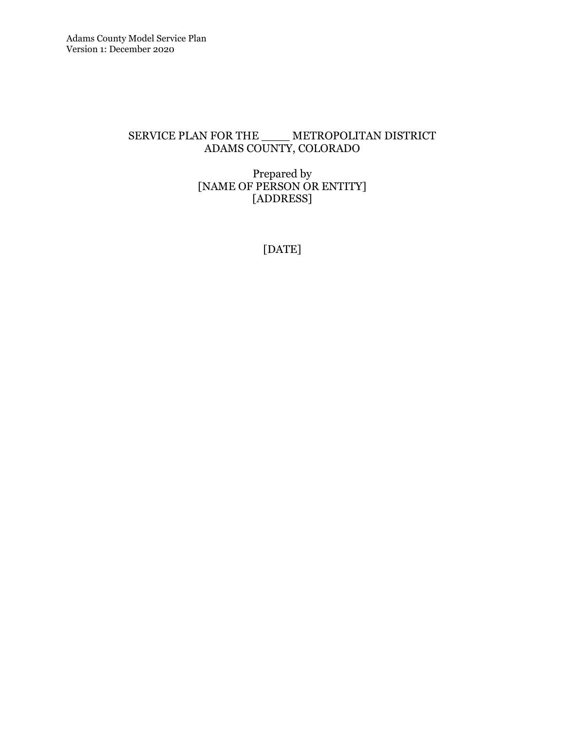# SERVICE PLAN FOR THE ____ METROPOLITAN DISTRICT
# ADAMS COUNTY, COLORADO

Prepared by
[NAME OF PERSON OR ENTITY]
[ADDRESS]

[DATE]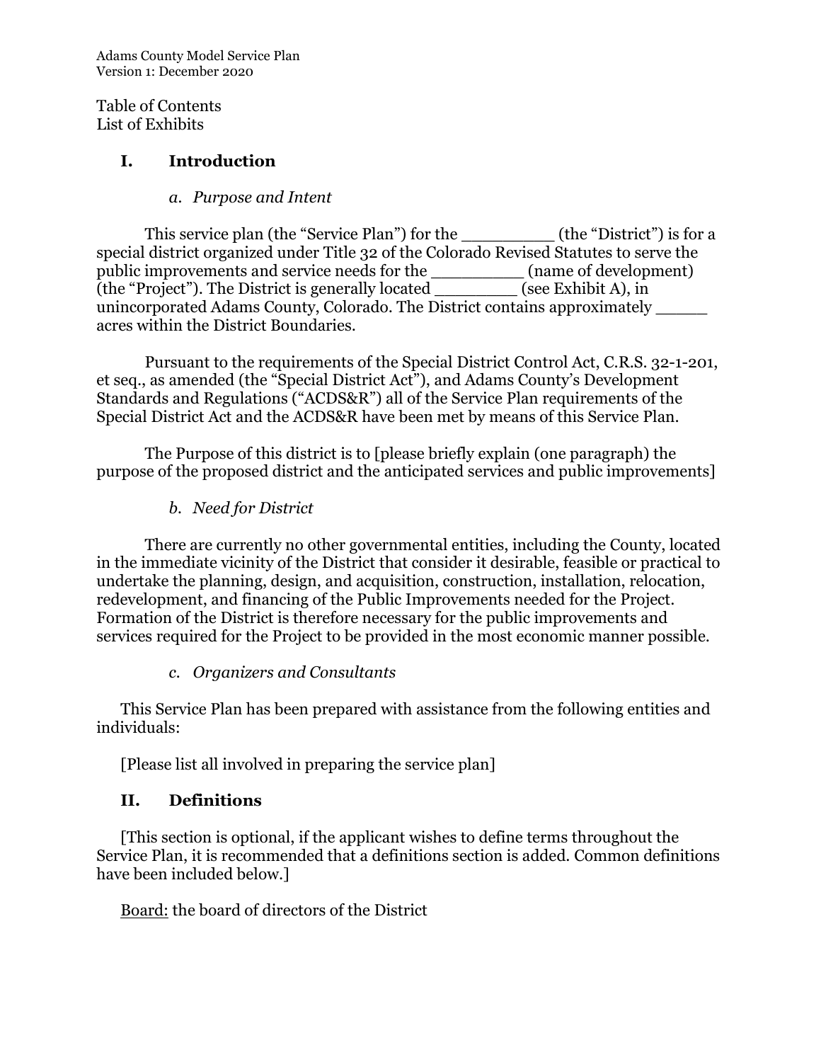Table of Contents
List of Exhibits

## I. Introduction

### *a. Purpose and Intent*

This service plan (the "Service Plan") for the _________ (the "District") is for a special district organized under Title 32 of the Colorado Revised Statutes to serve the public improvements and service needs for the _________ (name of development) (the "Project"). The District is generally located ________ (see Exhibit A), in unincorporated Adams County, Colorado. The District contains approximately _____ acres within the District Boundaries.

Pursuant to the requirements of the Special District Control Act, C.R.S. 32-1-201, et seq., as amended (the "Special District Act"), and Adams County's Development Standards and Regulations ("ACDS&R") all of the Service Plan requirements of the Special District Act and the ACDS&R have been met by means of this Service Plan.

The Purpose of this district is to [please briefly explain (one paragraph) the purpose of the proposed district and the anticipated services and public improvements]

### *b. Need for District*

There are currently no other governmental entities, including the County, located in the immediate vicinity of the District that consider it desirable, feasible or practical to undertake the planning, design, and acquisition, construction, installation, relocation, redevelopment, and financing of the Public Improvements needed for the Project. Formation of the District is therefore necessary for the public improvements and services required for the Project to be provided in the most economic manner possible.

### *c. Organizers and Consultants*

This Service Plan has been prepared with assistance from the following entities and individuals:

[Please list all involved in preparing the service plan]

## II. Definitions

[This section is optional, if the applicant wishes to define terms throughout the Service Plan, it is recommended that a definitions section is added. Common definitions have been included below.]

<u>Board:</u> the board of directors of the District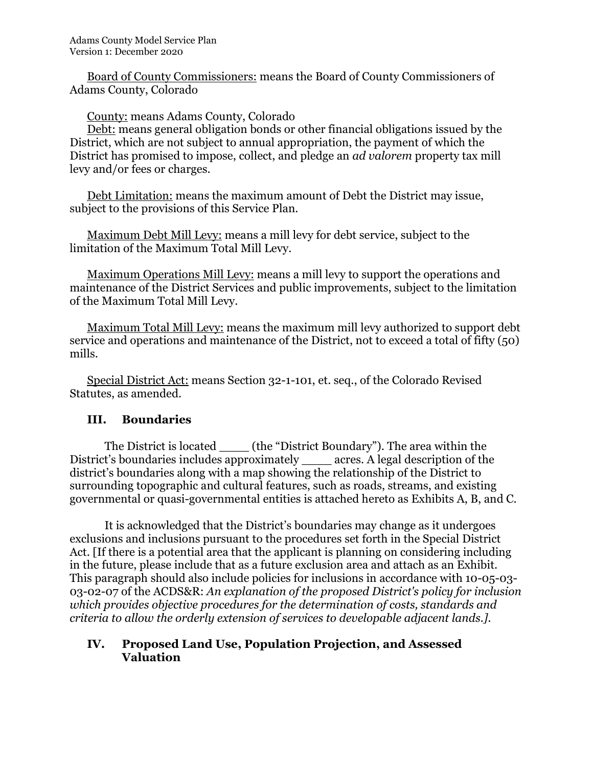Board of County Commissioners: means the Board of County Commissioners of Adams County, Colorado

County: means Adams County, Colorado

Debt: means general obligation bonds or other financial obligations issued by the District, which are not subject to annual appropriation, the payment of which the District has promised to impose, collect, and pledge an *ad valorem* property tax mill levy and/or fees or charges.

Debt Limitation: means the maximum amount of Debt the District may issue, subject to the provisions of this Service Plan.

Maximum Debt Mill Levy: means a mill levy for debt service, subject to the limitation of the Maximum Total Mill Levy.

Maximum Operations Mill Levy: means a mill levy to support the operations and maintenance of the District Services and public improvements, subject to the limitation of the Maximum Total Mill Levy.

Maximum Total Mill Levy: means the maximum mill levy authorized to support debt service and operations and maintenance of the District, not to exceed a total of fifty (50) mills.

Special District Act: means Section 32-1-101, et. seq., of the Colorado Revised Statutes, as amended.

## III. Boundaries

The District is located ____ (the "District Boundary"). The area within the District's boundaries includes approximately ____ acres. A legal description of the district's boundaries along with a map showing the relationship of the District to surrounding topographic and cultural features, such as roads, streams, and existing governmental or quasi-governmental entities is attached hereto as Exhibits A, B, and C.

It is acknowledged that the District's boundaries may change as it undergoes exclusions and inclusions pursuant to the procedures set forth in the Special District Act. [If there is a potential area that the applicant is planning on considering including in the future, please include that as a future exclusion area and attach as an Exhibit. This paragraph should also include policies for inclusions in accordance with 10-05-03-03-02-07 of the ACDS&R: *An explanation of the proposed District's policy for inclusion which provides objective procedures for the determination of costs, standards and criteria to allow the orderly extension of services to developable adjacent lands.]*.

## IV. Proposed Land Use, Population Projection, and Assessed Valuation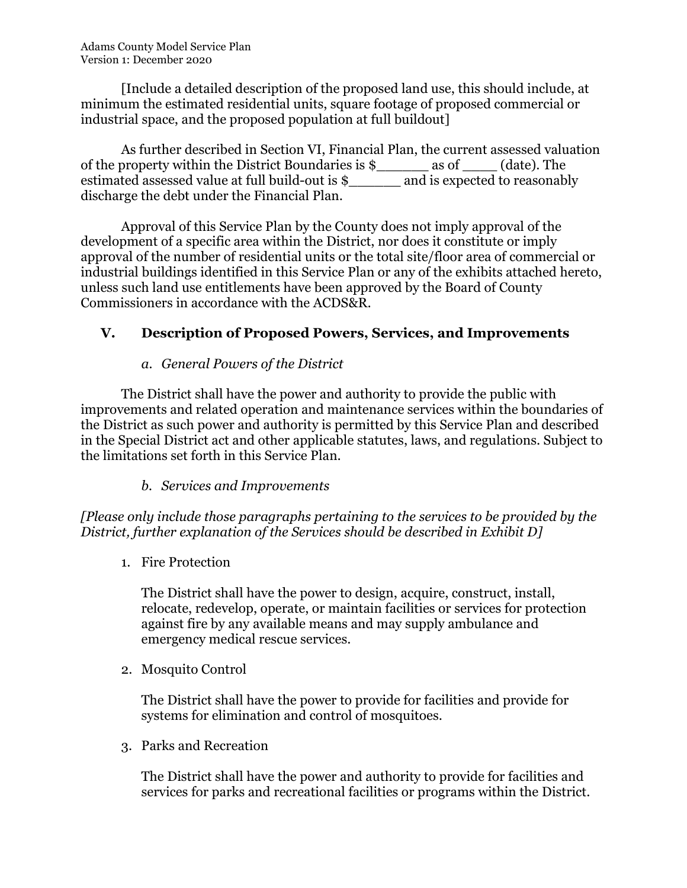[Include a detailed description of the proposed land use, this should include, at minimum the estimated residential units, square footage of proposed commercial or industrial space, and the proposed population at full buildout]

As further described in Section VI, Financial Plan, the current assessed valuation of the property within the District Boundaries is $______ as of ____ (date). The estimated assessed value at full build-out is $______ and is expected to reasonably discharge the debt under the Financial Plan.

Approval of this Service Plan by the County does not imply approval of the development of a specific area within the District, nor does it constitute or imply approval of the number of residential units or the total site/floor area of commercial or industrial buildings identified in this Service Plan or any of the exhibits attached hereto, unless such land use entitlements have been approved by the Board of County Commissioners in accordance with the ACDS&R.

## V. Description of Proposed Powers, Services, and Improvements

### *a. General Powers of the District*

The District shall have the power and authority to provide the public with improvements and related operation and maintenance services within the boundaries of the District as such power and authority is permitted by this Service Plan and described in the Special District act and other applicable statutes, laws, and regulations. Subject to the limitations set forth in this Service Plan.

### *b. Services and Improvements*

*[Please only include those paragraphs pertaining to the services to be provided by the District, further explanation of the Services should be described in Exhibit D]*

1. Fire Protection

   The District shall have the power to design, acquire, construct, install, relocate, redevelop, operate, or maintain facilities or services for protection against fire by any available means and may supply ambulance and emergency medical rescue services.

2. Mosquito Control

   The District shall have the power to provide for facilities and provide for systems for elimination and control of mosquitoes.

3. Parks and Recreation

   The District shall have the power and authority to provide for facilities and services for parks and recreational facilities or programs within the District.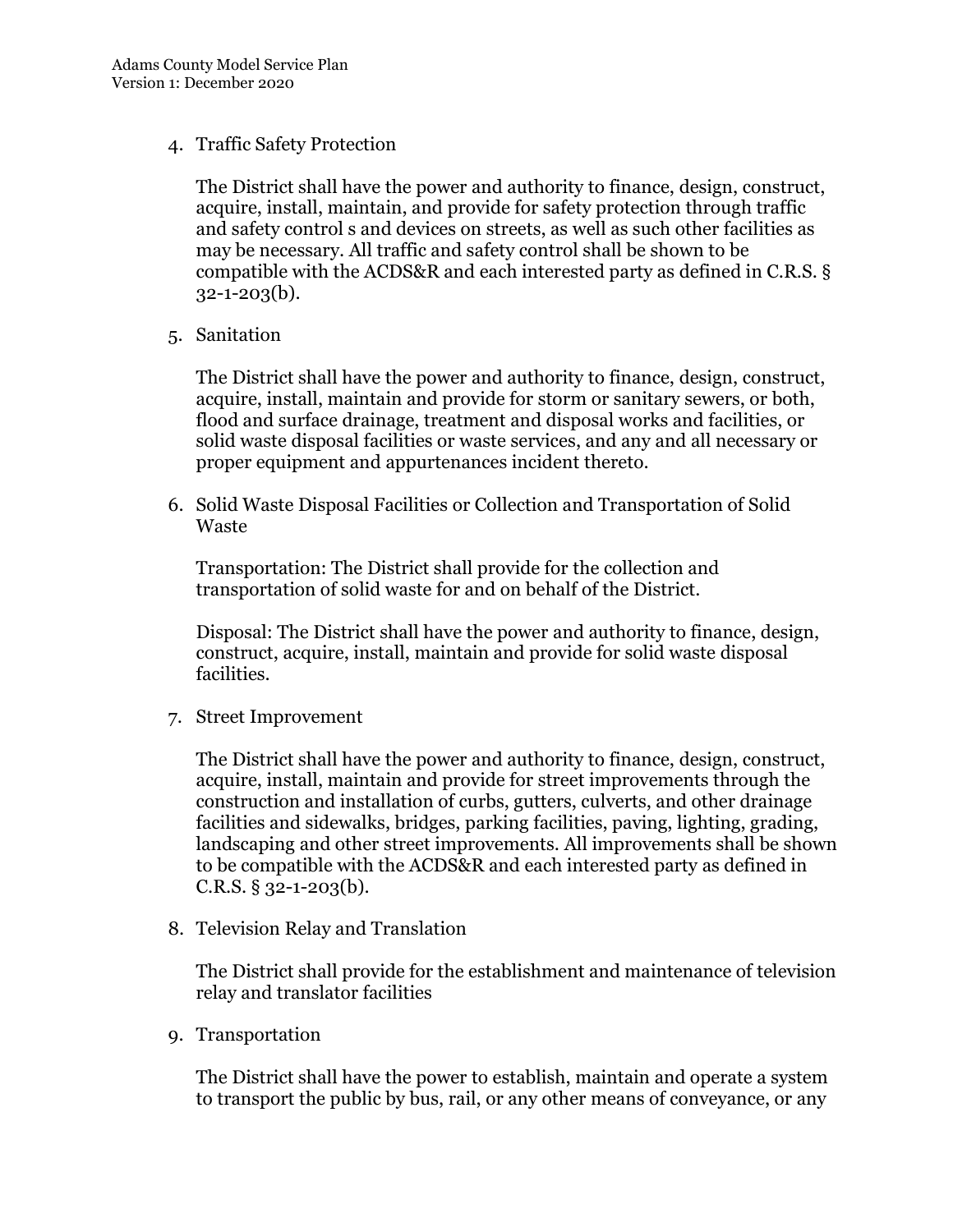4. Traffic Safety Protection

   The District shall have the power and authority to finance, design, construct, acquire, install, maintain, and provide for safety protection through traffic and safety control s and devices on streets, as well as such other facilities as may be necessary. All traffic and safety control shall be shown to be compatible with the ACDS&R and each interested party as defined in C.R.S. § 32-1-203(b).

5. Sanitation

   The District shall have the power and authority to finance, design, construct, acquire, install, maintain and provide for storm or sanitary sewers, or both, flood and surface drainage, treatment and disposal works and facilities, or solid waste disposal facilities or waste services, and any and all necessary or proper equipment and appurtenances incident thereto.

6. Solid Waste Disposal Facilities or Collection and Transportation of Solid Waste

   Transportation: The District shall provide for the collection and transportation of solid waste for and on behalf of the District.

   Disposal: The District shall have the power and authority to finance, design, construct, acquire, install, maintain and provide for solid waste disposal facilities.

7. Street Improvement

   The District shall have the power and authority to finance, design, construct, acquire, install, maintain and provide for street improvements through the construction and installation of curbs, gutters, culverts, and other drainage facilities and sidewalks, bridges, parking facilities, paving, lighting, grading, landscaping and other street improvements. All improvements shall be shown to be compatible with the ACDS&R and each interested party as defined in C.R.S. § 32-1-203(b).

8. Television Relay and Translation

   The District shall provide for the establishment and maintenance of television relay and translator facilities

9. Transportation

   The District shall have the power to establish, maintain and operate a system to transport the public by bus, rail, or any other means of conveyance, or any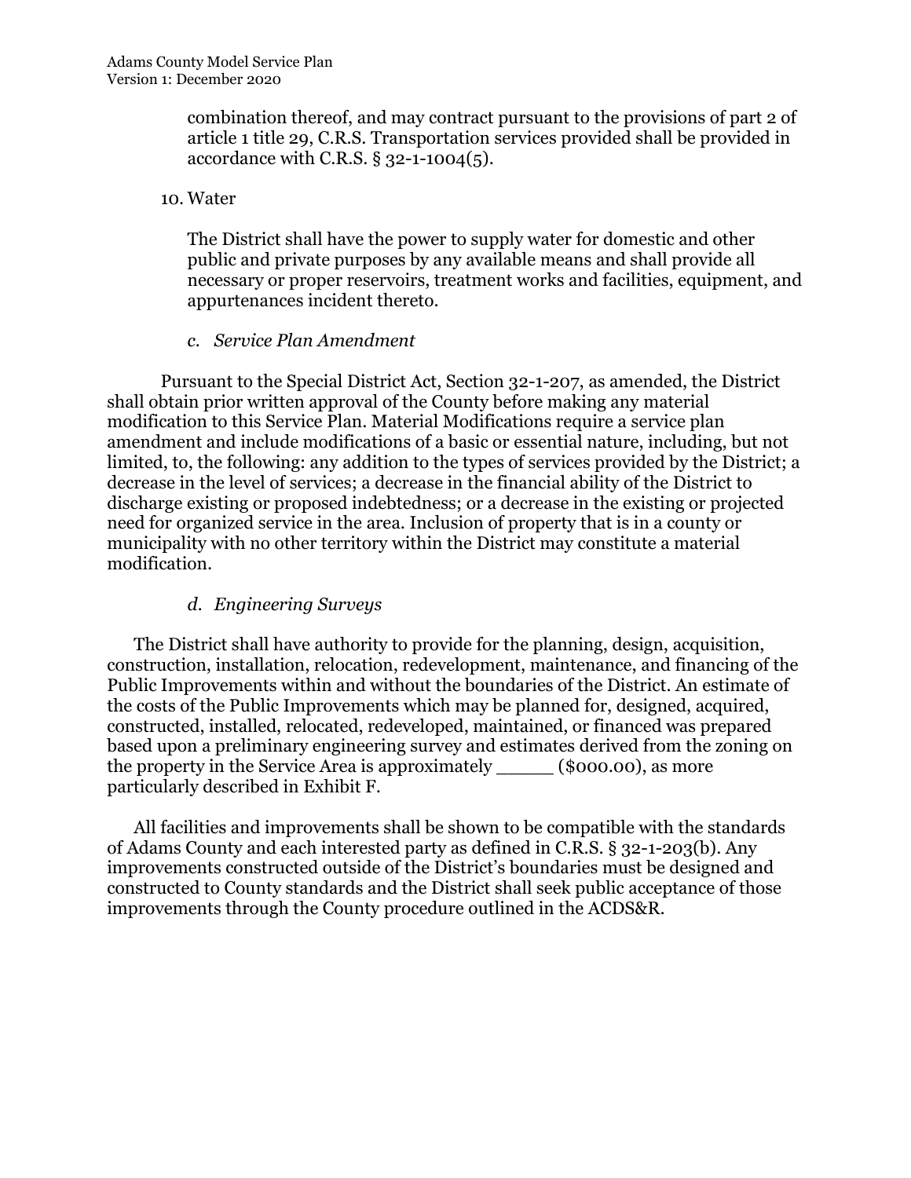combination thereof, and may contract pursuant to the provisions of part 2 of article 1 title 29, C.R.S. Transportation services provided shall be provided in accordance with C.R.S. § 32-1-1004(5).

10. Water

    The District shall have the power to supply water for domestic and other public and private purposes by any available means and shall provide all necessary or proper reservoirs, treatment works and facilities, equipment, and appurtenances incident thereto.

### *c. Service Plan Amendment*

Pursuant to the Special District Act, Section 32-1-207, as amended, the District shall obtain prior written approval of the County before making any material modification to this Service Plan. Material Modifications require a service plan amendment and include modifications of a basic or essential nature, including, but not limited, to, the following: any addition to the types of services provided by the District; a decrease in the level of services; a decrease in the financial ability of the District to discharge existing or proposed indebtedness; or a decrease in the existing or projected need for organized service in the area. Inclusion of property that is in a county or municipality with no other territory within the District may constitute a material modification.

### *d. Engineering Surveys*

The District shall have authority to provide for the planning, design, acquisition, construction, installation, relocation, redevelopment, maintenance, and financing of the Public Improvements within and without the boundaries of the District. An estimate of the costs of the Public Improvements which may be planned for, designed, acquired, constructed, installed, relocated, redeveloped, maintained, or financed was prepared based upon a preliminary engineering survey and estimates derived from the zoning on the property in the Service Area is approximately _____ ($000.00), as more particularly described in Exhibit F.

All facilities and improvements shall be shown to be compatible with the standards of Adams County and each interested party as defined in C.R.S. § 32-1-203(b). Any improvements constructed outside of the District's boundaries must be designed and constructed to County standards and the District shall seek public acceptance of those improvements through the County procedure outlined in the ACDS&R.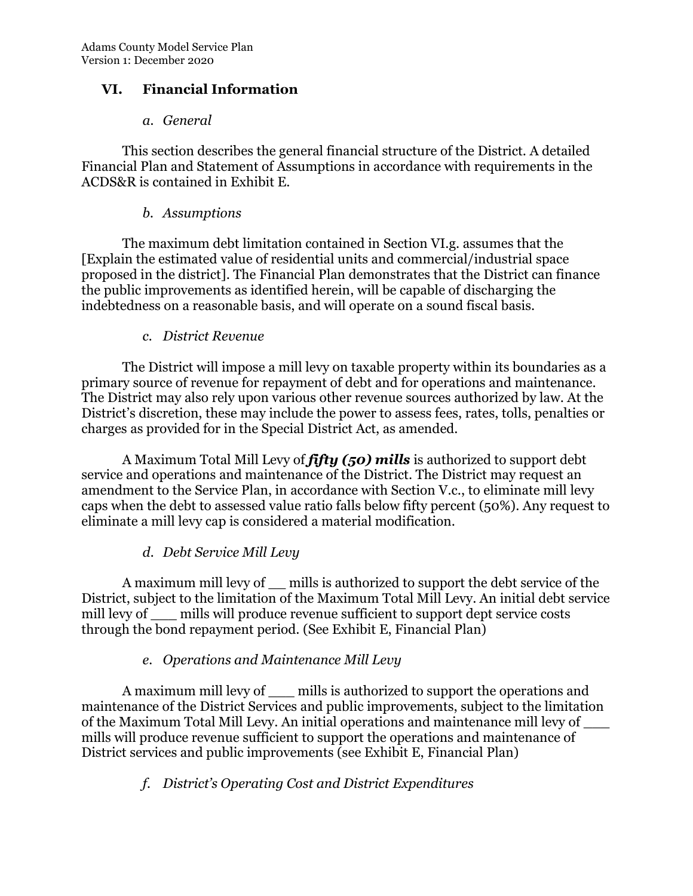## VI. Financial Information

### *a. General*

This section describes the general financial structure of the District. A detailed Financial Plan and Statement of Assumptions in accordance with requirements in the ACDS&R is contained in Exhibit E.

### *b. Assumptions*

The maximum debt limitation contained in Section VI.g. assumes that the [Explain the estimated value of residential units and commercial/industrial space proposed in the district]. The Financial Plan demonstrates that the District can finance the public improvements as identified herein, will be capable of discharging the indebtedness on a reasonable basis, and will operate on a sound fiscal basis.

### *c. District Revenue*

The District will impose a mill levy on taxable property within its boundaries as a primary source of revenue for repayment of debt and for operations and maintenance. The District may also rely upon various other revenue sources authorized by law. At the District's discretion, these may include the power to assess fees, rates, tolls, penalties or charges as provided for in the Special District Act, as amended.

A Maximum Total Mill Levy of ***fifty (50) mills*** is authorized to support debt service and operations and maintenance of the District. The District may request an amendment to the Service Plan, in accordance with Section V.c., to eliminate mill levy caps when the debt to assessed value ratio falls below fifty percent (50%). Any request to eliminate a mill levy cap is considered a material modification.

### *d. Debt Service Mill Levy*

A maximum mill levy of __ mills is authorized to support the debt service of the District, subject to the limitation of the Maximum Total Mill Levy. An initial debt service mill levy of ___ mills will produce revenue sufficient to support dept service costs through the bond repayment period. (See Exhibit E, Financial Plan)

### *e. Operations and Maintenance Mill Levy*

A maximum mill levy of ___ mills is authorized to support the operations and maintenance of the District Services and public improvements, subject to the limitation of the Maximum Total Mill Levy. An initial operations and maintenance mill levy of ___ mills will produce revenue sufficient to support the operations and maintenance of District services and public improvements (see Exhibit E, Financial Plan)

### *f. District's Operating Cost and District Expenditures*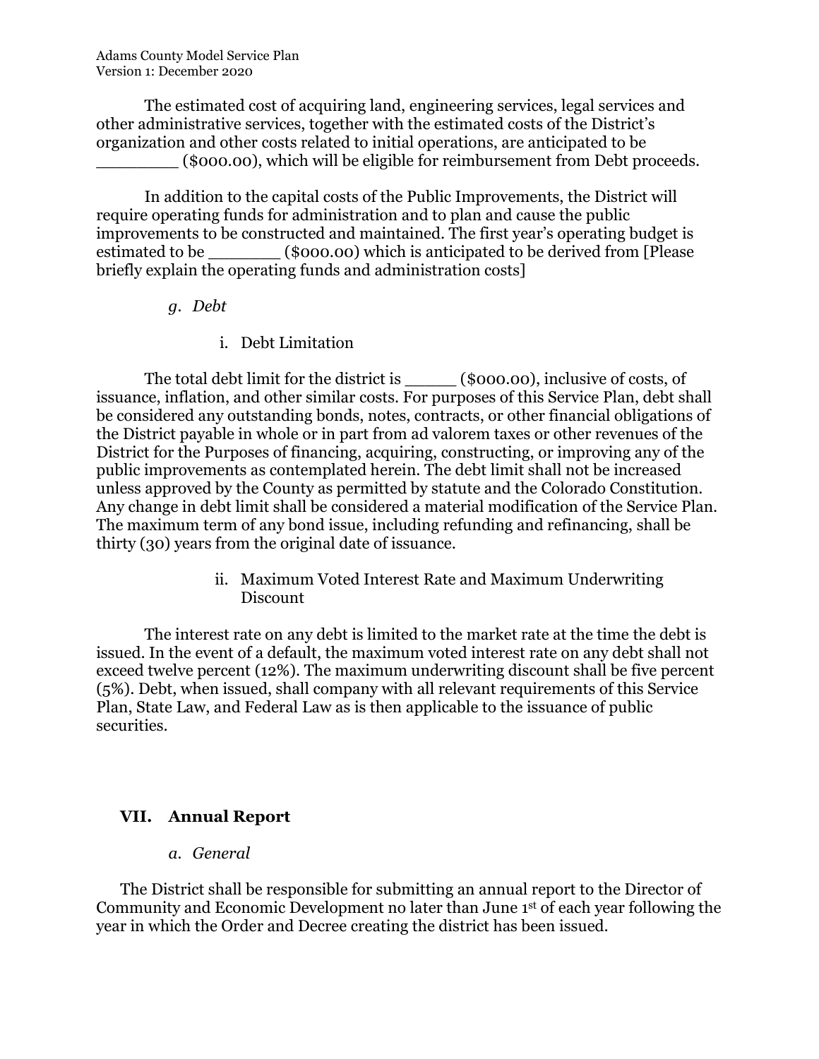The estimated cost of acquiring land, engineering services, legal services and other administrative services, together with the estimated costs of the District's organization and other costs related to initial operations, are anticipated to be ________ ($000.00), which will be eligible for reimbursement from Debt proceeds.

In addition to the capital costs of the Public Improvements, the District will require operating funds for administration and to plan and cause the public improvements to be constructed and maintained. The first year's operating budget is estimated to be _______ ($000.00) which is anticipated to be derived from [Please briefly explain the operating funds and administration costs]

### g. *Debt*

#### i. Debt Limitation

The total debt limit for the district is _____ ($000.00), inclusive of costs, of issuance, inflation, and other similar costs. For purposes of this Service Plan, debt shall be considered any outstanding bonds, notes, contracts, or other financial obligations of the District payable in whole or in part from ad valorem taxes or other revenues of the District for the Purposes of financing, acquiring, constructing, or improving any of the public improvements as contemplated herein. The debt limit shall not be increased unless approved by the County as permitted by statute and the Colorado Constitution. Any change in debt limit shall be considered a material modification of the Service Plan. The maximum term of any bond issue, including refunding and refinancing, shall be thirty (30) years from the original date of issuance.

#### ii. Maximum Voted Interest Rate and Maximum Underwriting Discount

The interest rate on any debt is limited to the market rate at the time the debt is issued. In the event of a default, the maximum voted interest rate on any debt shall not exceed twelve percent (12%). The maximum underwriting discount shall be five percent (5%). Debt, when issued, shall company with all relevant requirements of this Service Plan, State Law, and Federal Law as is then applicable to the issuance of public securities.

## VII. Annual Report

### a. *General*

The District shall be responsible for submitting an annual report to the Director of Community and Economic Development no later than June 1st of each year following the year in which the Order and Decree creating the district has been issued.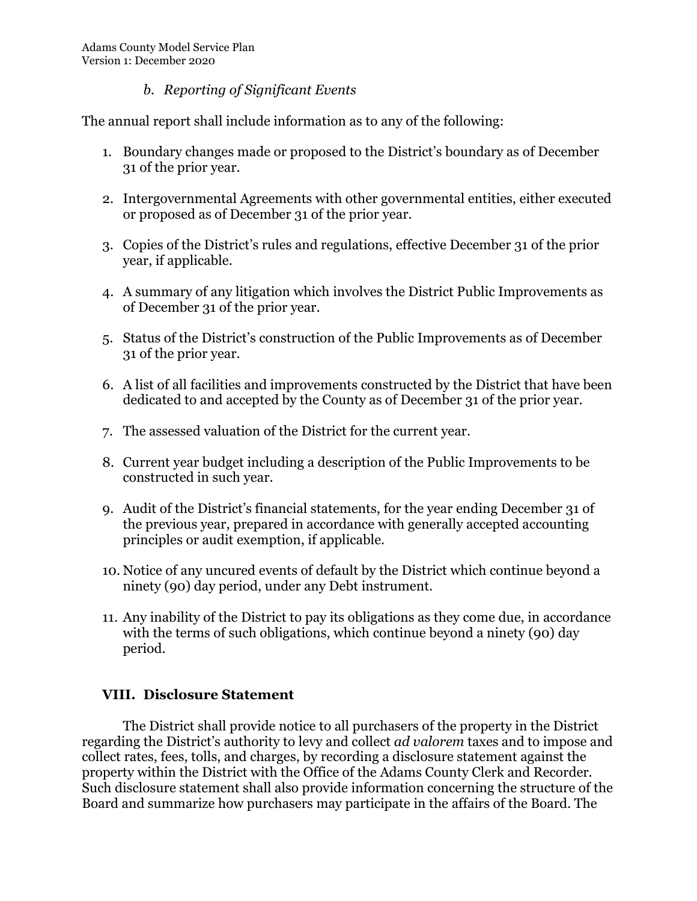### *b. Reporting of Significant Events*

The annual report shall include information as to any of the following:

1. Boundary changes made or proposed to the District's boundary as of December 31 of the prior year.

2. Intergovernmental Agreements with other governmental entities, either executed or proposed as of December 31 of the prior year.

3. Copies of the District's rules and regulations, effective December 31 of the prior year, if applicable.

4. A summary of any litigation which involves the District Public Improvements as of December 31 of the prior year.

5. Status of the District's construction of the Public Improvements as of December 31 of the prior year.

6. A list of all facilities and improvements constructed by the District that have been dedicated to and accepted by the County as of December 31 of the prior year.

7. The assessed valuation of the District for the current year.

8. Current year budget including a description of the Public Improvements to be constructed in such year.

9. Audit of the District's financial statements, for the year ending December 31 of the previous year, prepared in accordance with generally accepted accounting principles or audit exemption, if applicable.

10. Notice of any uncured events of default by the District which continue beyond a ninety (90) day period, under any Debt instrument.

11. Any inability of the District to pay its obligations as they come due, in accordance with the terms of such obligations, which continue beyond a ninety (90) day period.

## VIII. Disclosure Statement

The District shall provide notice to all purchasers of the property in the District regarding the District's authority to levy and collect *ad valorem* taxes and to impose and collect rates, fees, tolls, and charges, by recording a disclosure statement against the property within the District with the Office of the Adams County Clerk and Recorder. Such disclosure statement shall also provide information concerning the structure of the Board and summarize how purchasers may participate in the affairs of the Board. The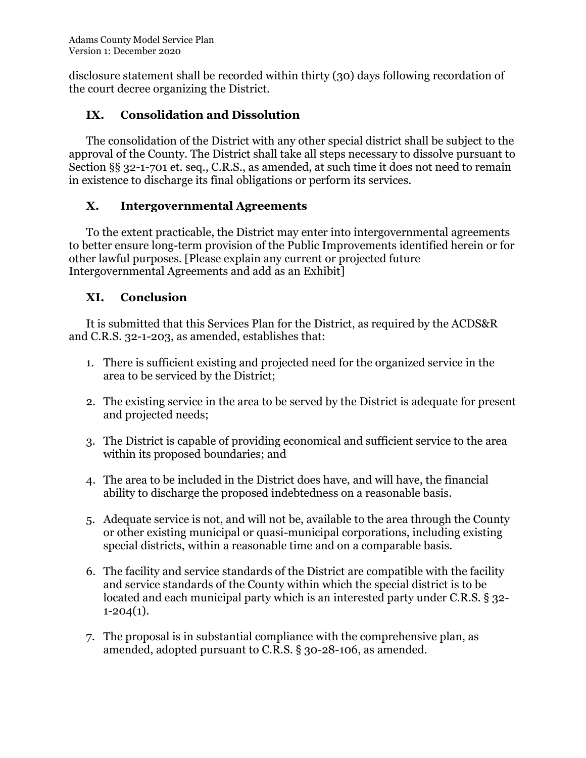disclosure statement shall be recorded within thirty (30) days following recordation of the court decree organizing the District.

## IX. Consolidation and Dissolution

The consolidation of the District with any other special district shall be subject to the approval of the County. The District shall take all steps necessary to dissolve pursuant to Section §§ 32-1-701 et. seq., C.R.S., as amended, at such time it does not need to remain in existence to discharge its final obligations or perform its services.

## X. Intergovernmental Agreements

To the extent practicable, the District may enter into intergovernmental agreements to better ensure long-term provision of the Public Improvements identified herein or for other lawful purposes. [Please explain any current or projected future Intergovernmental Agreements and add as an Exhibit]

## XI. Conclusion

It is submitted that this Services Plan for the District, as required by the ACDS&R and C.R.S. 32-1-203, as amended, establishes that:

1. There is sufficient existing and projected need for the organized service in the area to be serviced by the District;

2. The existing service in the area to be served by the District is adequate for present and projected needs;

3. The District is capable of providing economical and sufficient service to the area within its proposed boundaries; and

4. The area to be included in the District does have, and will have, the financial ability to discharge the proposed indebtedness on a reasonable basis.

5. Adequate service is not, and will not be, available to the area through the County or other existing municipal or quasi-municipal corporations, including existing special districts, within a reasonable time and on a comparable basis.

6. The facility and service standards of the District are compatible with the facility and service standards of the County within which the special district is to be located and each municipal party which is an interested party under C.R.S. § 32-1-204(1).

7. The proposal is in substantial compliance with the comprehensive plan, as amended, adopted pursuant to C.R.S. § 30-28-106, as amended.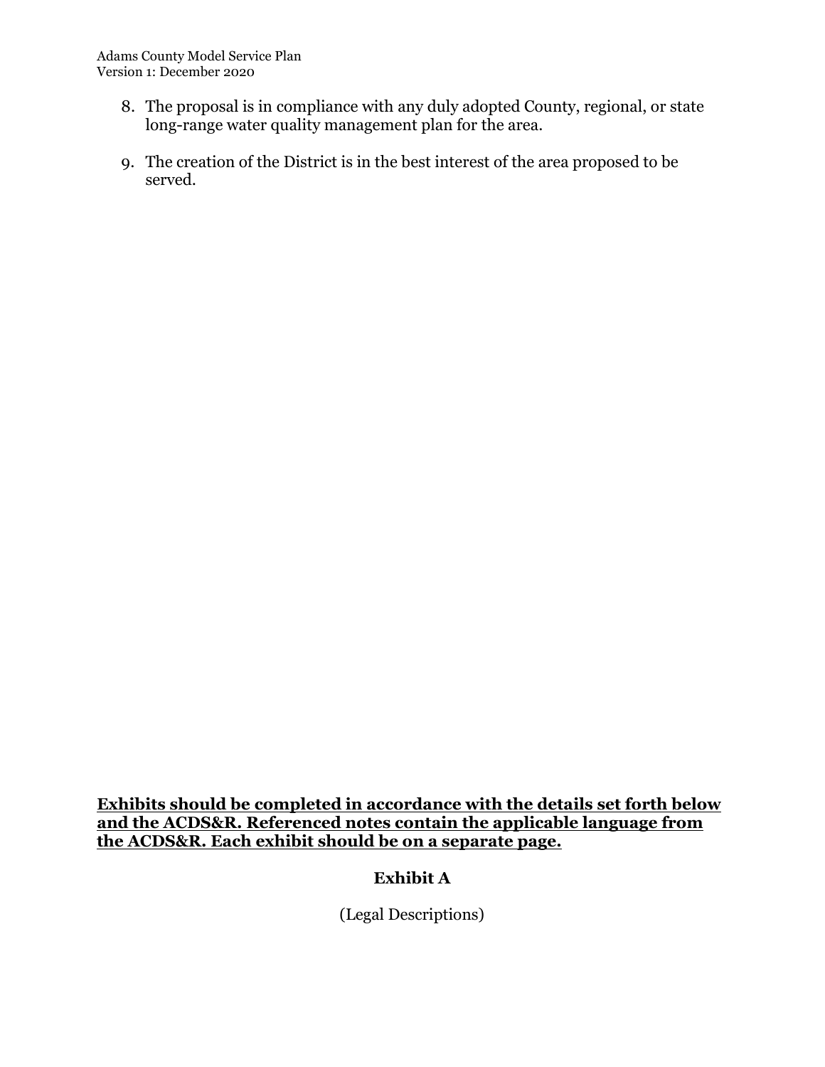8. The proposal is in compliance with any duly adopted County, regional, or state long-range water quality management plan for the area.

9. The creation of the District is in the best interest of the area proposed to be served.

<u>**Exhibits should be completed in accordance with the details set forth below and the ACDS&R. Referenced notes contain the applicable language from the ACDS&R. Each exhibit should be on a separate page.**</u>

**Exhibit A**

(Legal Descriptions)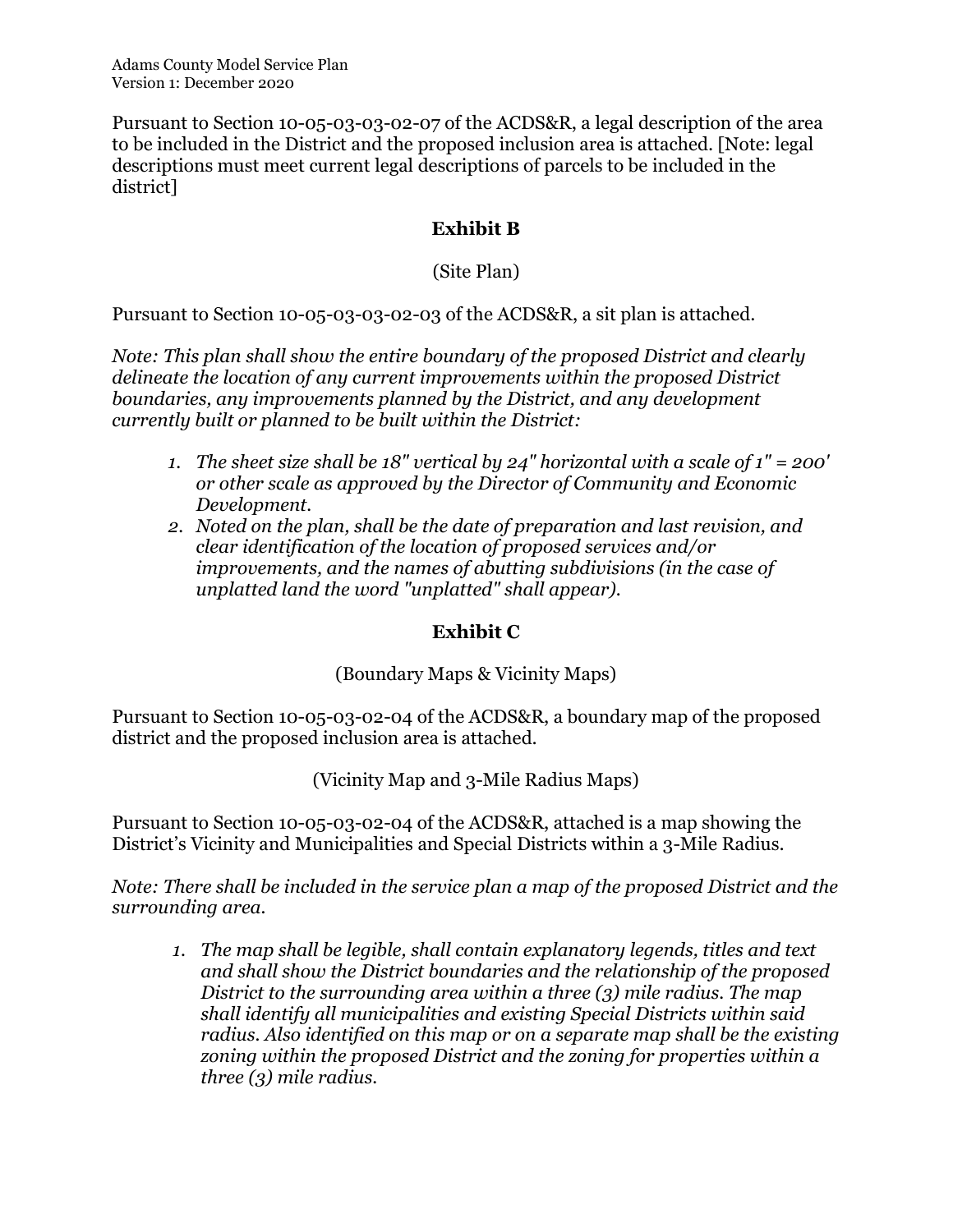Pursuant to Section 10-05-03-03-02-07 of the ACDS&R, a legal description of the area to be included in the District and the proposed inclusion area is attached. [Note: legal descriptions must meet current legal descriptions of parcels to be included in the district]

## Exhibit B

(Site Plan)

Pursuant to Section 10-05-03-03-02-03 of the ACDS&R, a sit plan is attached.

*Note: This plan shall show the entire boundary of the proposed District and clearly delineate the location of any current improvements within the proposed District boundaries, any improvements planned by the District, and any development currently built or planned to be built within the District:*

1. *The sheet size shall be 18" vertical by 24" horizontal with a scale of 1" = 200' or other scale as approved by the Director of Community and Economic Development.*
2. *Noted on the plan, shall be the date of preparation and last revision, and clear identification of the location of proposed services and/or improvements, and the names of abutting subdivisions (in the case of unplatted land the word "unplatted" shall appear).*

## Exhibit C

(Boundary Maps & Vicinity Maps)

Pursuant to Section 10-05-03-02-04 of the ACDS&R, a boundary map of the proposed district and the proposed inclusion area is attached.

(Vicinity Map and 3-Mile Radius Maps)

Pursuant to Section 10-05-03-02-04 of the ACDS&R, attached is a map showing the District's Vicinity and Municipalities and Special Districts within a 3-Mile Radius.

*Note: There shall be included in the service plan a map of the proposed District and the surrounding area.*

1. *The map shall be legible, shall contain explanatory legends, titles and text and shall show the District boundaries and the relationship of the proposed District to the surrounding area within a three (3) mile radius. The map shall identify all municipalities and existing Special Districts within said radius. Also identified on this map or on a separate map shall be the existing zoning within the proposed District and the zoning for properties within a three (3) mile radius.*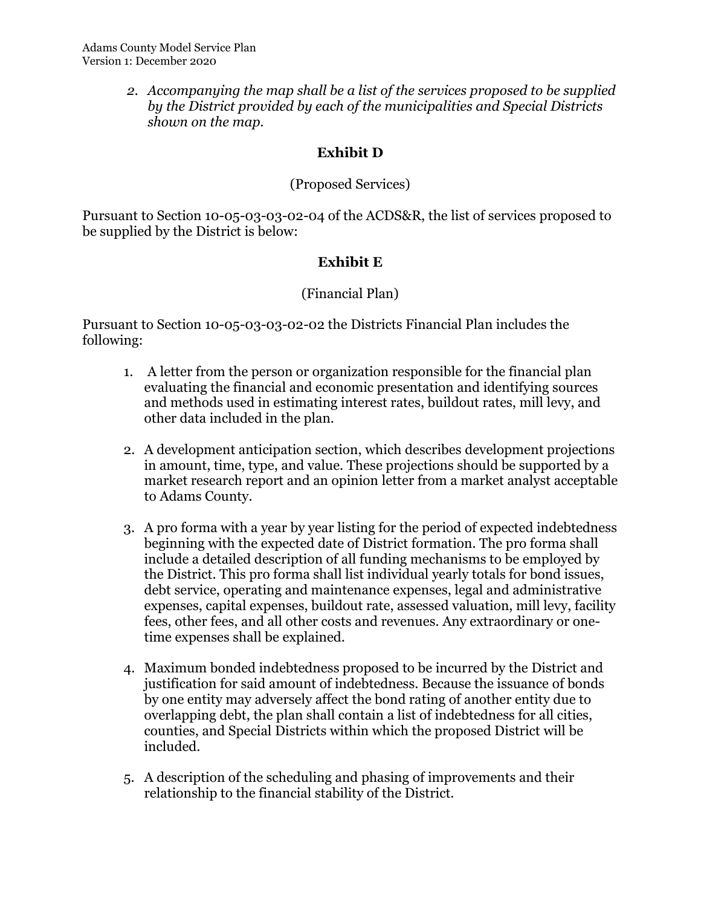2. *Accompanying the map shall be a list of the services proposed to be supplied by the District provided by each of the municipalities and Special Districts shown on the map.*

## Exhibit D

(Proposed Services)

Pursuant to Section 10-05-03-03-02-04 of the ACDS&R, the list of services proposed to be supplied by the District is below:

## Exhibit E

(Financial Plan)

Pursuant to Section 10-05-03-03-02-02 the Districts Financial Plan includes the following:

1. A letter from the person or organization responsible for the financial plan evaluating the financial and economic presentation and identifying sources and methods used in estimating interest rates, buildout rates, mill levy, and other data included in the plan.

2. A development anticipation section, which describes development projections in amount, time, type, and value. These projections should be supported by a market research report and an opinion letter from a market analyst acceptable to Adams County.

3. A pro forma with a year by year listing for the period of expected indebtedness beginning with the expected date of District formation. The pro forma shall include a detailed description of all funding mechanisms to be employed by the District. This pro forma shall list individual yearly totals for bond issues, debt service, operating and maintenance expenses, legal and administrative expenses, capital expenses, buildout rate, assessed valuation, mill levy, facility fees, other fees, and all other costs and revenues. Any extraordinary or one-time expenses shall be explained.

4. Maximum bonded indebtedness proposed to be incurred by the District and justification for said amount of indebtedness. Because the issuance of bonds by one entity may adversely affect the bond rating of another entity due to overlapping debt, the plan shall contain a list of indebtedness for all cities, counties, and Special Districts within which the proposed District will be included.

5. A description of the scheduling and phasing of improvements and their relationship to the financial stability of the District.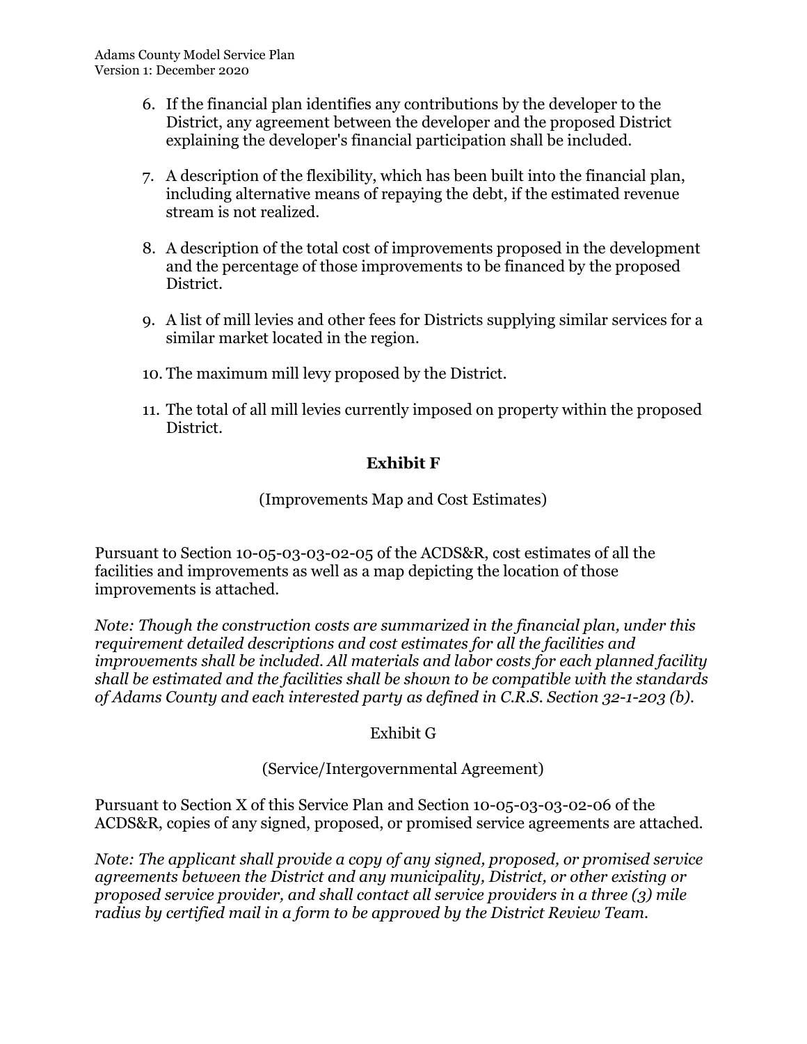6. If the financial plan identifies any contributions by the developer to the District, any agreement between the developer and the proposed District explaining the developer's financial participation shall be included.

7. A description of the flexibility, which has been built into the financial plan, including alternative means of repaying the debt, if the estimated revenue stream is not realized.

8. A description of the total cost of improvements proposed in the development and the percentage of those improvements to be financed by the proposed District.

9. A list of mill levies and other fees for Districts supplying similar services for a similar market located in the region.

10. The maximum mill levy proposed by the District.

11. The total of all mill levies currently imposed on property within the proposed District.

**Exhibit F**

(Improvements Map and Cost Estimates)

Pursuant to Section 10-05-03-03-02-05 of the ACDS&R, cost estimates of all the facilities and improvements as well as a map depicting the location of those improvements is attached.

*Note: Though the construction costs are summarized in the financial plan, under this requirement detailed descriptions and cost estimates for all the facilities and improvements shall be included. All materials and labor costs for each planned facility shall be estimated and the facilities shall be shown to be compatible with the standards of Adams County and each interested party as defined in C.R.S. Section 32-1-203 (b).*

Exhibit G

(Service/Intergovernmental Agreement)

Pursuant to Section X of this Service Plan and Section 10-05-03-03-02-06 of the ACDS&R, copies of any signed, proposed, or promised service agreements are attached.

*Note: The applicant shall provide a copy of any signed, proposed, or promised service agreements between the District and any municipality, District, or other existing or proposed service provider, and shall contact all service providers in a three (3) mile radius by certified mail in a form to be approved by the District Review Team.*